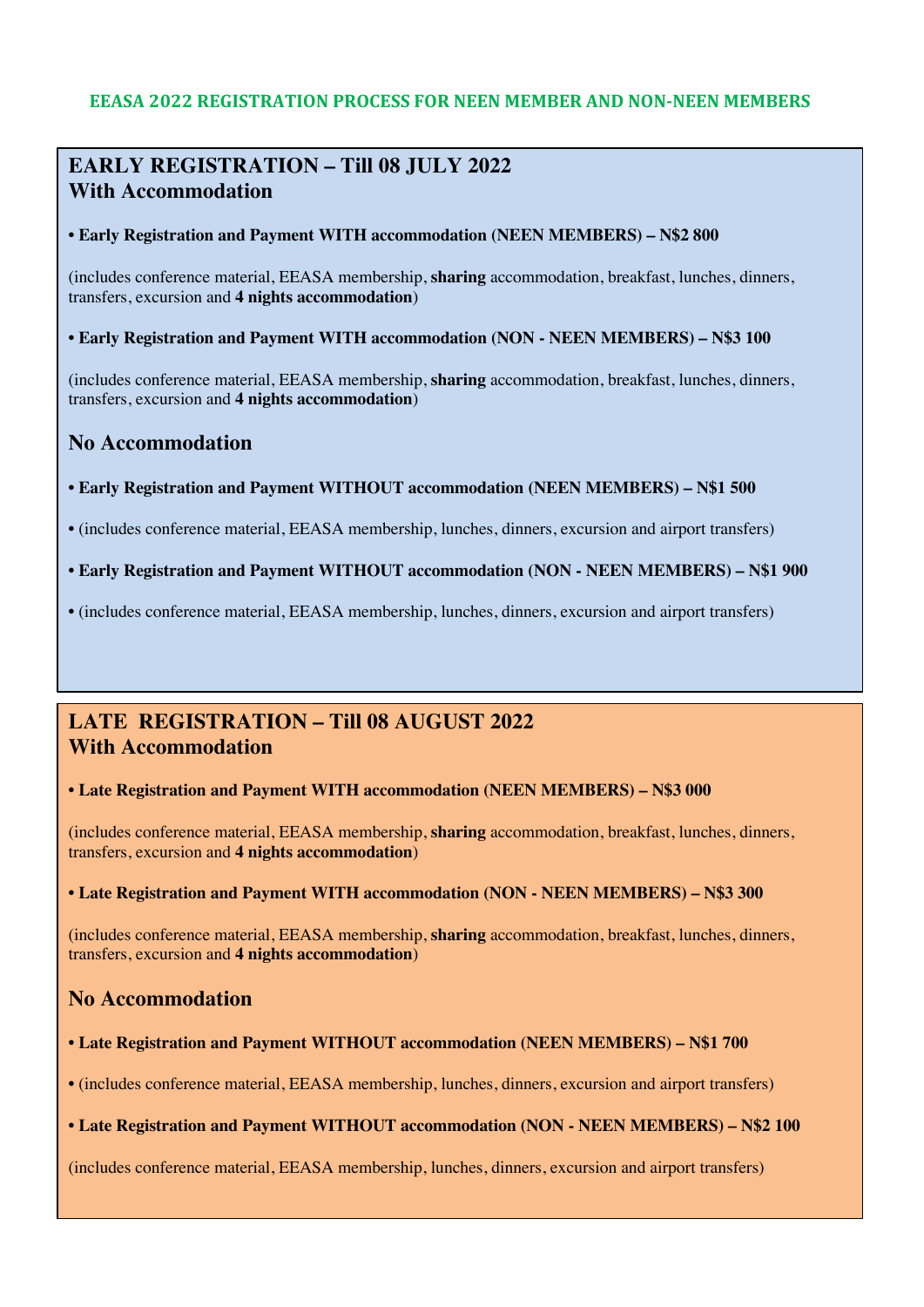# EEASA 2022 REGISTRATION PROCESS FOR NEEN MEMBER AND NON-NEEN MEMBERS

## EARLY REGISTRATION – Till 08 JULY 2022

## With Accommodation

- **Early Registration and Payment WITH accommodation (NEEN MEMBERS) – N$2 800**

(includes conference material, EEASA membership, **sharing** accommodation, breakfast, lunches, dinners, transfers, excursion and **4 nights accommodation**)

- **Early Registration and Payment WITH accommodation (NON - NEEN MEMBERS) – N$3 100**

(includes conference material, EEASA membership, **sharing** accommodation, breakfast, lunches, dinners, transfers, excursion and **4 nights accommodation**)

## No Accommodation

- **Early Registration and Payment WITHOUT accommodation (NEEN MEMBERS) – N$1 500**
- (includes conference material, EEASA membership, lunches, dinners, excursion and airport transfers)
- **Early Registration and Payment WITHOUT accommodation (NON - NEEN MEMBERS) – N$1 900**
- (includes conference material, EEASA membership, lunches, dinners, excursion and airport transfers)

## LATE REGISTRATION – Till 08 AUGUST 2022

## With Accommodation

- **Late Registration and Payment WITH accommodation (NEEN MEMBERS) – N$3 000**

(includes conference material, EEASA membership, **sharing** accommodation, breakfast, lunches, dinners, transfers, excursion and **4 nights accommodation**)

- **Late Registration and Payment WITH accommodation (NON - NEEN MEMBERS) – N$3 300**

(includes conference material, EEASA membership, **sharing** accommodation, breakfast, lunches, dinners, transfers, excursion and **4 nights accommodation**)

## No Accommodation

- **Late Registration and Payment WITHOUT accommodation (NEEN MEMBERS) – N$1 700**
- (includes conference material, EEASA membership, lunches, dinners, excursion and airport transfers)
- **Late Registration and Payment WITHOUT accommodation (NON - NEEN MEMBERS) – N$2 100**

(includes conference material, EEASA membership, lunches, dinners, excursion and airport transfers)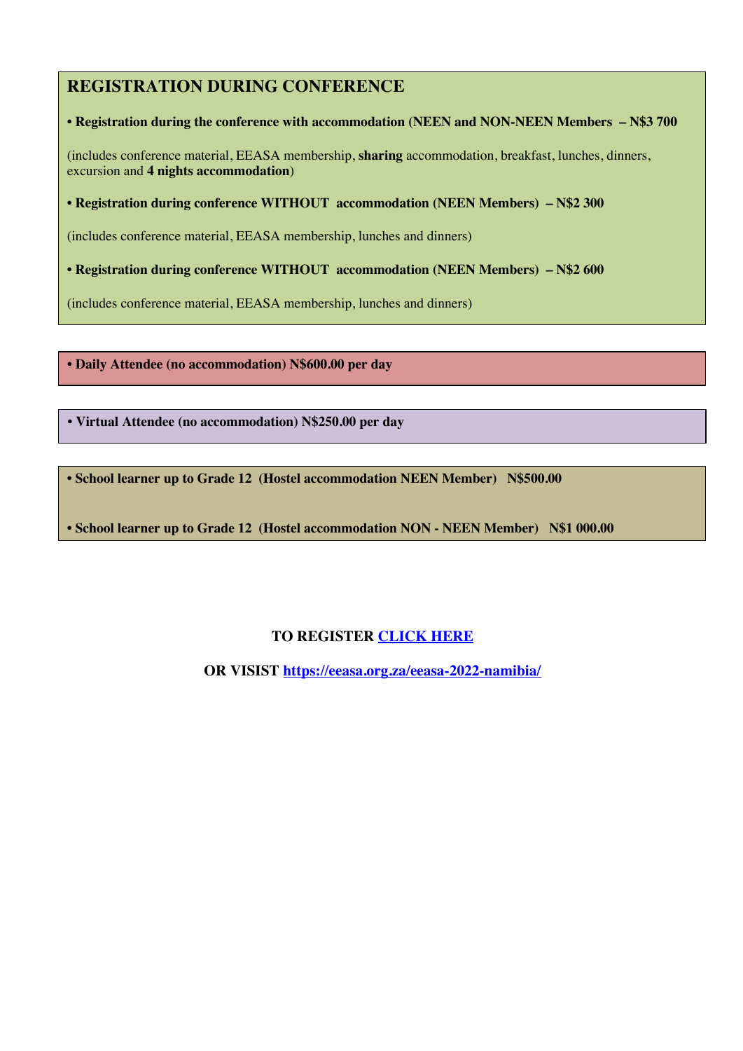## REGISTRATION DURING CONFERENCE

**• Registration during the conference with accommodation (NEEN and NON-NEEN Members – N$3 700**

(includes conference material, EEASA membership, **sharing** accommodation, breakfast, lunches, dinners, excursion and **4 nights accommodation**)

**• Registration during conference WITHOUT accommodation (NEEN Members) – N$2 300**

(includes conference material, EEASA membership, lunches and dinners)

**• Registration during conference WITHOUT accommodation (NEEN Members) – N$2 600**

(includes conference material, EEASA membership, lunches and dinners)

**• Daily Attendee (no accommodation) N$600.00 per day**

**• Virtual Attendee (no accommodation) N$250.00 per day**

**• School learner up to Grade 12 (Hostel accommodation NEEN Member) N$500.00**

**• School learner up to Grade 12 (Hostel accommodation NON - NEEN Member) N$1 000.00**

**TO REGISTER CLICK HERE**

**OR VISIT https://eeasa.org.za/eeasa-2022-namibia/**